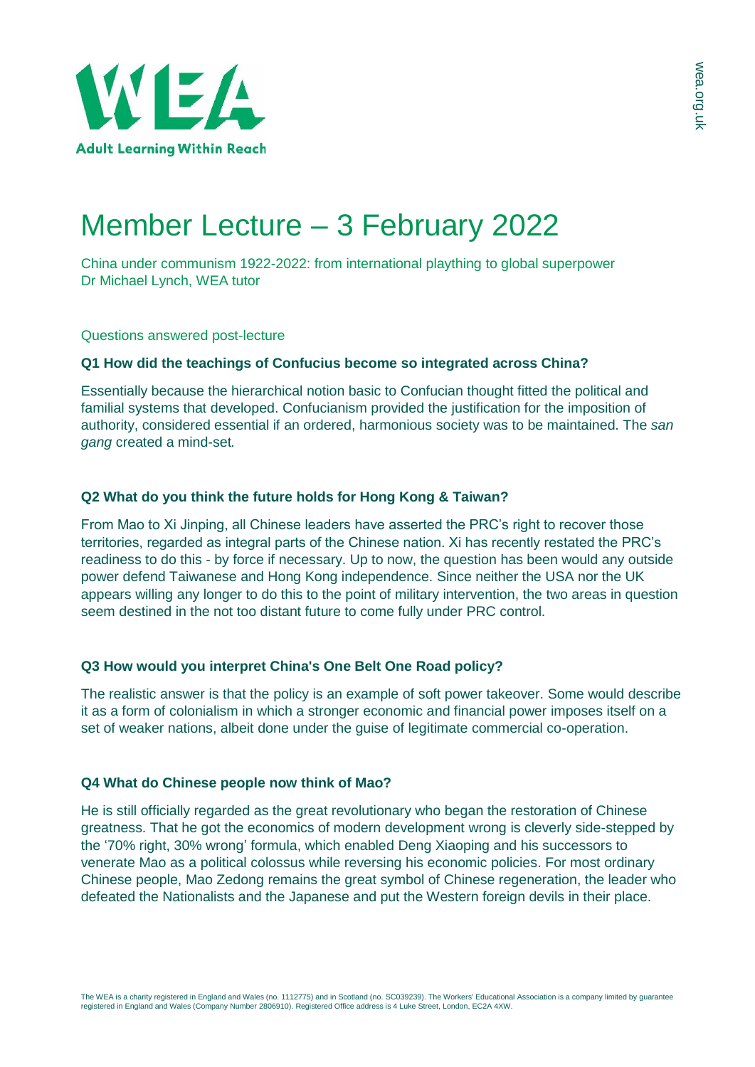# Member Lecture – 3 February 2022

China under communism 1922-2022: from international plaything to global superpower
Dr Michael Lynch, WEA tutor

Questions answered post-lecture

### Q1 How did the teachings of Confucius become so integrated across China?

Essentially because the hierarchical notion basic to Confucian thought fitted the political and familial systems that developed. Confucianism provided the justification for the imposition of authority, considered essential if an ordered, harmonious society was to be maintained. The *san gang* created a mind-set.

### Q2 What do you think the future holds for Hong Kong & Taiwan?

From Mao to Xi Jinping, all Chinese leaders have asserted the PRC's right to recover those territories, regarded as integral parts of the Chinese nation. Xi has recently restated the PRC's readiness to do this - by force if necessary. Up to now, the question has been would any outside power defend Taiwanese and Hong Kong independence. Since neither the USA nor the UK appears willing any longer to do this to the point of military intervention, the two areas in question seem destined in the not too distant future to come fully under PRC control.

### Q3 How would you interpret China's One Belt One Road policy?

The realistic answer is that the policy is an example of soft power takeover. Some would describe it as a form of colonialism in which a stronger economic and financial power imposes itself on a set of weaker nations, albeit done under the guise of legitimate commercial co-operation.

### Q4 What do Chinese people now think of Mao?

He is still officially regarded as the great revolutionary who began the restoration of Chinese greatness. That he got the economics of modern development wrong is cleverly side-stepped by the '70% right, 30% wrong' formula, which enabled Deng Xiaoping and his successors to venerate Mao as a political colossus while reversing his economic policies. For most ordinary Chinese people, Mao Zedong remains the great symbol of Chinese regeneration, the leader who defeated the Nationalists and the Japanese and put the Western foreign devils in their place.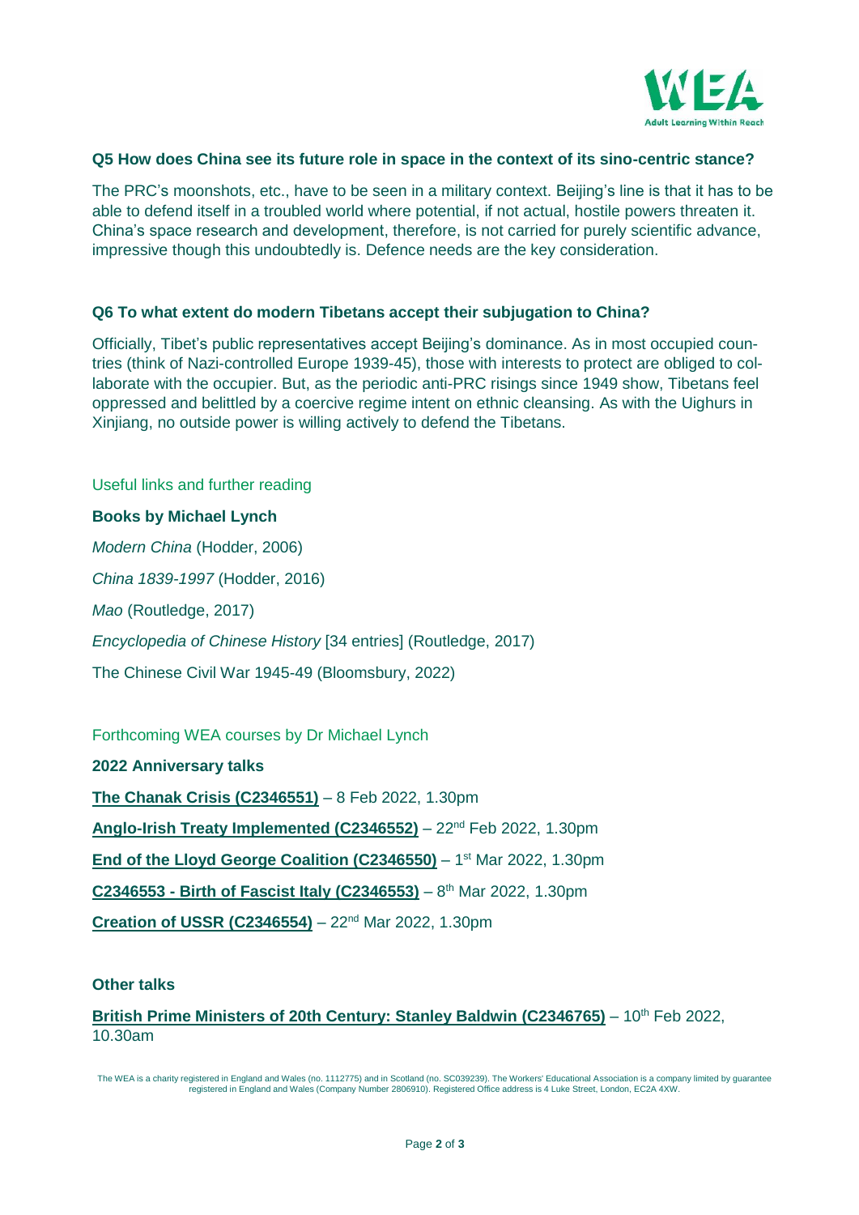### Q5 How does China see its future role in space in the context of its sino-centric stance?

The PRC's moonshots, etc., have to be seen in a military context. Beijing's line is that it has to be able to defend itself in a troubled world where potential, if not actual, hostile powers threaten it. China's space research and development, therefore, is not carried for purely scientific advance, impressive though this undoubtedly is. Defence needs are the key consideration.

### Q6 To what extent do modern Tibetans accept their subjugation to China?

Officially, Tibet's public representatives accept Beijing's dominance. As in most occupied countries (think of Nazi-controlled Europe 1939-45), those with interests to protect are obliged to collaborate with the occupier. But, as the periodic anti-PRC risings since 1949 show, Tibetans feel oppressed and belittled by a coercive regime intent on ethnic cleansing. As with the Uighurs in Xinjiang, no outside power is willing actively to defend the Tibetans.

## Useful links and further reading

**Books by Michael Lynch**

*Modern China* (Hodder, 2006)

*China 1839-1997* (Hodder, 2016)

*Mao* (Routledge, 2017)

*Encyclopedia of Chinese History* [34 entries] (Routledge, 2017)

The Chinese Civil War 1945-49 (Bloomsbury, 2022)

## Forthcoming WEA courses by Dr Michael Lynch

**2022 Anniversary talks**

**The Chanak Crisis (C2346551)** – 8 Feb 2022, 1.30pm

**Anglo-Irish Treaty Implemented (C2346552)** – 22nd Feb 2022, 1.30pm

**End of the Lloyd George Coalition (C2346550)** – 1st Mar 2022, 1.30pm

**C2346553 - Birth of Fascist Italy (C2346553)** – 8th Mar 2022, 1.30pm

**Creation of USSR (C2346554)** – 22nd Mar 2022, 1.30pm

**Other talks**

**British Prime Ministers of 20th Century: Stanley Baldwin (C2346765)** – 10th Feb 2022, 10.30am

The WEA is a charity registered in England and Wales (no. 1112775) and in Scotland (no. SC039239). The Workers' Educational Association is a company limited by guarantee registered in England and Wales (Company Number 2806910). Registered Office address is 4 Luke Street, London, EC2A 4XW.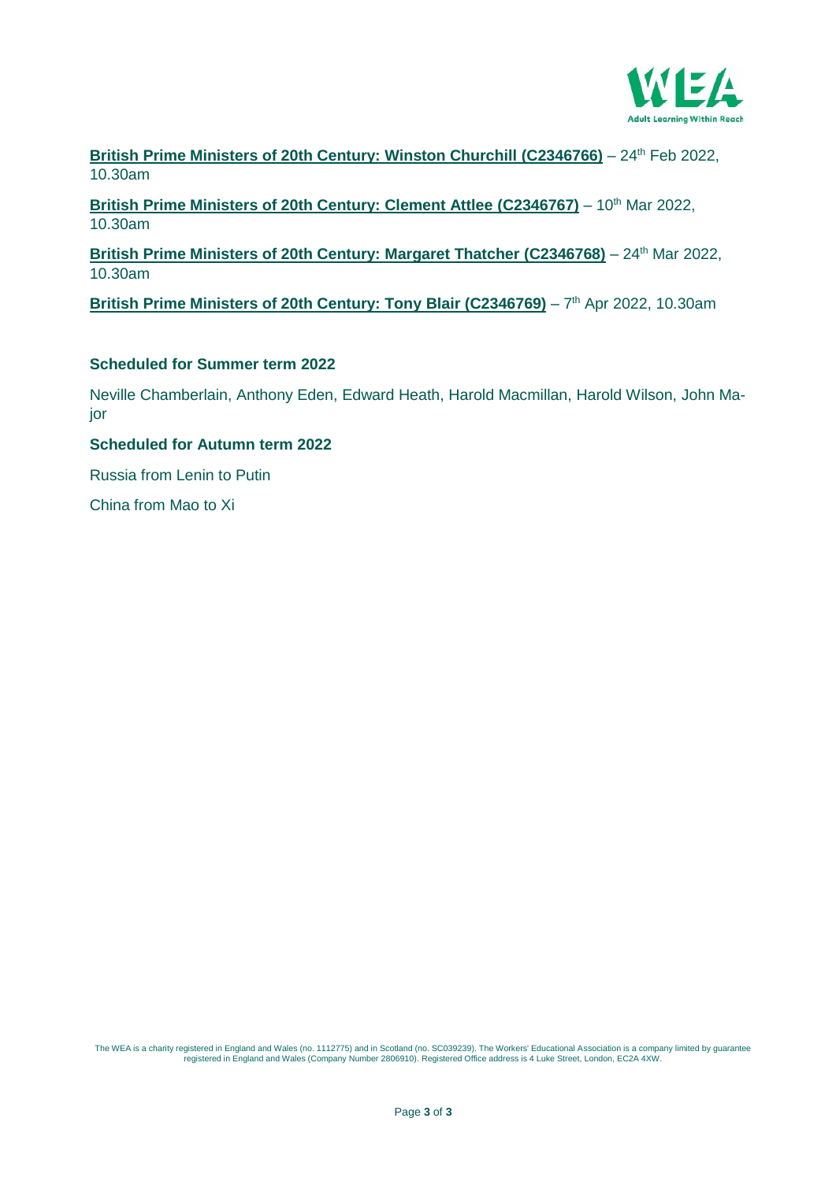**British Prime Ministers of 20th Century: Winston Churchill (C2346766)** – 24th Feb 2022, 10.30am

**British Prime Ministers of 20th Century: Clement Attlee (C2346767)** – 10th Mar 2022, 10.30am

**British Prime Ministers of 20th Century: Margaret Thatcher (C2346768)** – 24th Mar 2022, 10.30am

**British Prime Ministers of 20th Century: Tony Blair (C2346769)** – 7th Apr 2022, 10.30am

### Scheduled for Summer term 2022

Neville Chamberlain, Anthony Eden, Edward Heath, Harold Macmillan, Harold Wilson, John Major

### Scheduled for Autumn term 2022

Russia from Lenin to Putin

China from Mao to Xi

The WEA is a charity registered in England and Wales (no. 1112775) and in Scotland (no. SC039239). The Workers' Educational Association is a company limited by guarantee registered in England and Wales (Company Number 2806910). Registered Office address is 4 Luke Street, London, EC2A 4XW.